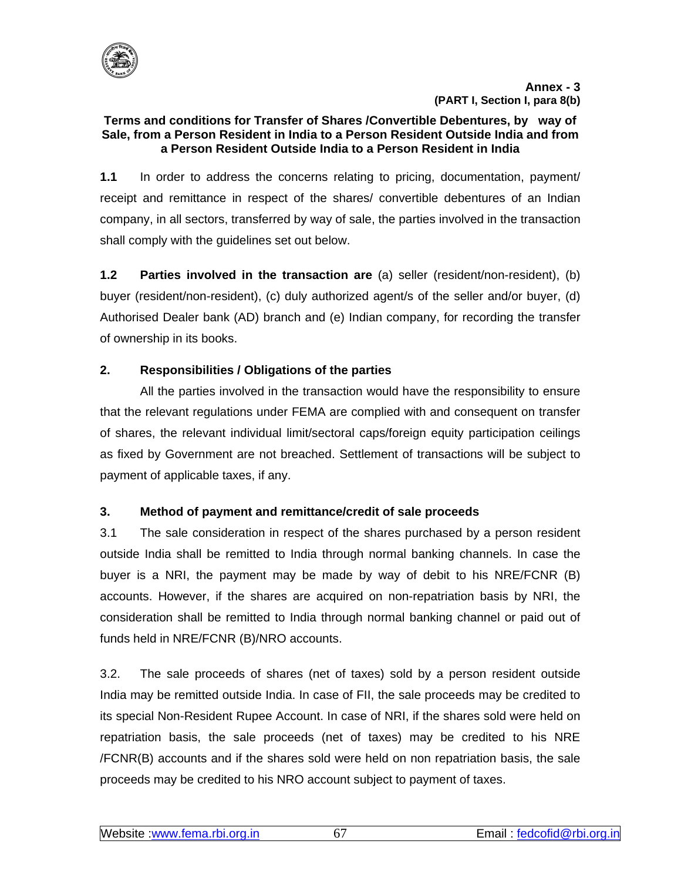**Annex - 3**
**(PART I, Section I, para 8(b)**

# Terms and conditions for Transfer of Shares /Convertible Debentures, by way of Sale, from a Person Resident in India to a Person Resident Outside India and from a Person Resident Outside India to a Person Resident in India

**1.1** In order to address the concerns relating to pricing, documentation, payment/ receipt and remittance in respect of the shares/ convertible debentures of an Indian company, in all sectors, transferred by way of sale, the parties involved in the transaction shall comply with the guidelines set out below.

**1.2 Parties involved in the transaction are** (a) seller (resident/non-resident), (b) buyer (resident/non-resident), (c) duly authorized agent/s of the seller and/or buyer, (d) Authorised Dealer bank (AD) branch and (e) Indian company, for recording the transfer of ownership in its books.

## 2. Responsibilities / Obligations of the parties

All the parties involved in the transaction would have the responsibility to ensure that the relevant regulations under FEMA are complied with and consequent on transfer of shares, the relevant individual limit/sectoral caps/foreign equity participation ceilings as fixed by Government are not breached. Settlement of transactions will be subject to payment of applicable taxes, if any.

## 3. Method of payment and remittance/credit of sale proceeds

3.1 The sale consideration in respect of the shares purchased by a person resident outside India shall be remitted to India through normal banking channels. In case the buyer is a NRI, the payment may be made by way of debit to his NRE/FCNR (B) accounts. However, if the shares are acquired on non-repatriation basis by NRI, the consideration shall be remitted to India through normal banking channel or paid out of funds held in NRE/FCNR (B)/NRO accounts.

3.2. The sale proceeds of shares (net of taxes) sold by a person resident outside India may be remitted outside India. In case of FII, the sale proceeds may be credited to its special Non-Resident Rupee Account. In case of NRI, if the shares sold were held on repatriation basis, the sale proceeds (net of taxes) may be credited to his NRE /FCNR(B) accounts and if the shares sold were held on non repatriation basis, the sale proceeds may be credited to his NRO account subject to payment of taxes.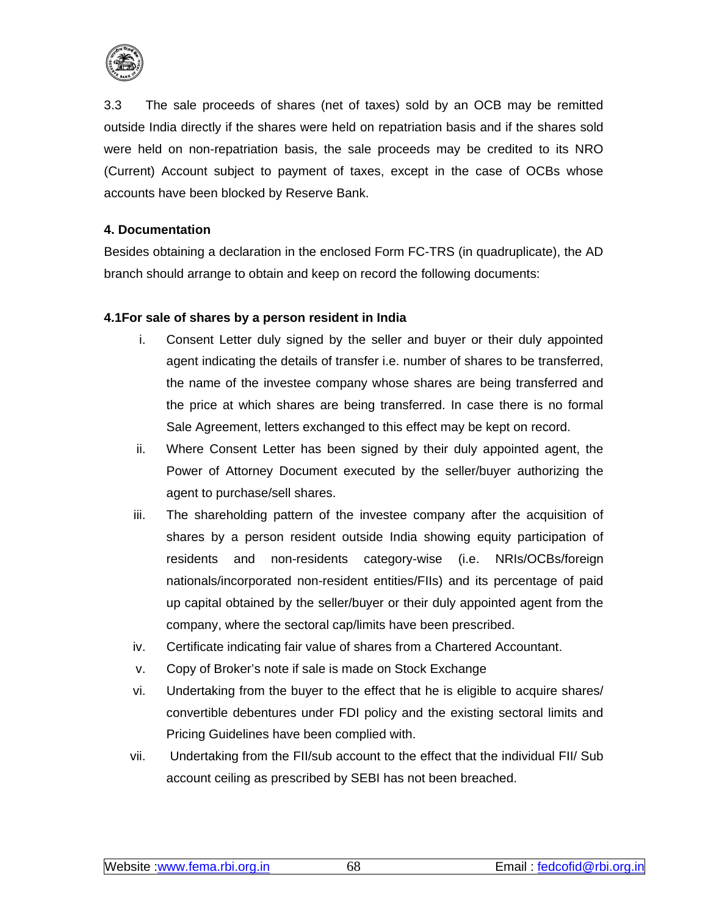3.3 The sale proceeds of shares (net of taxes) sold by an OCB may be remitted outside India directly if the shares were held on repatriation basis and if the shares sold were held on non-repatriation basis, the sale proceeds may be credited to its NRO (Current) Account subject to payment of taxes, except in the case of OCBs whose accounts have been blocked by Reserve Bank.

**4. Documentation**

Besides obtaining a declaration in the enclosed Form FC-TRS (in quadruplicate), the AD branch should arrange to obtain and keep on record the following documents:

**4.1For sale of shares by a person resident in India**

i. Consent Letter duly signed by the seller and buyer or their duly appointed agent indicating the details of transfer i.e. number of shares to be transferred, the name of the investee company whose shares are being transferred and the price at which shares are being transferred. In case there is no formal Sale Agreement, letters exchanged to this effect may be kept on record.

ii. Where Consent Letter has been signed by their duly appointed agent, the Power of Attorney Document executed by the seller/buyer authorizing the agent to purchase/sell shares.

iii. The shareholding pattern of the investee company after the acquisition of shares by a person resident outside India showing equity participation of residents and non-residents category-wise (i.e. NRIs/OCBs/foreign nationals/incorporated non-resident entities/FIIs) and its percentage of paid up capital obtained by the seller/buyer or their duly appointed agent from the company, where the sectoral cap/limits have been prescribed.

iv. Certificate indicating fair value of shares from a Chartered Accountant.

v. Copy of Broker's note if sale is made on Stock Exchange

vi. Undertaking from the buyer to the effect that he is eligible to acquire shares/ convertible debentures under FDI policy and the existing sectoral limits and Pricing Guidelines have been complied with.

vii. Undertaking from the FII/sub account to the effect that the individual FII/ Sub account ceiling as prescribed by SEBI has not been breached.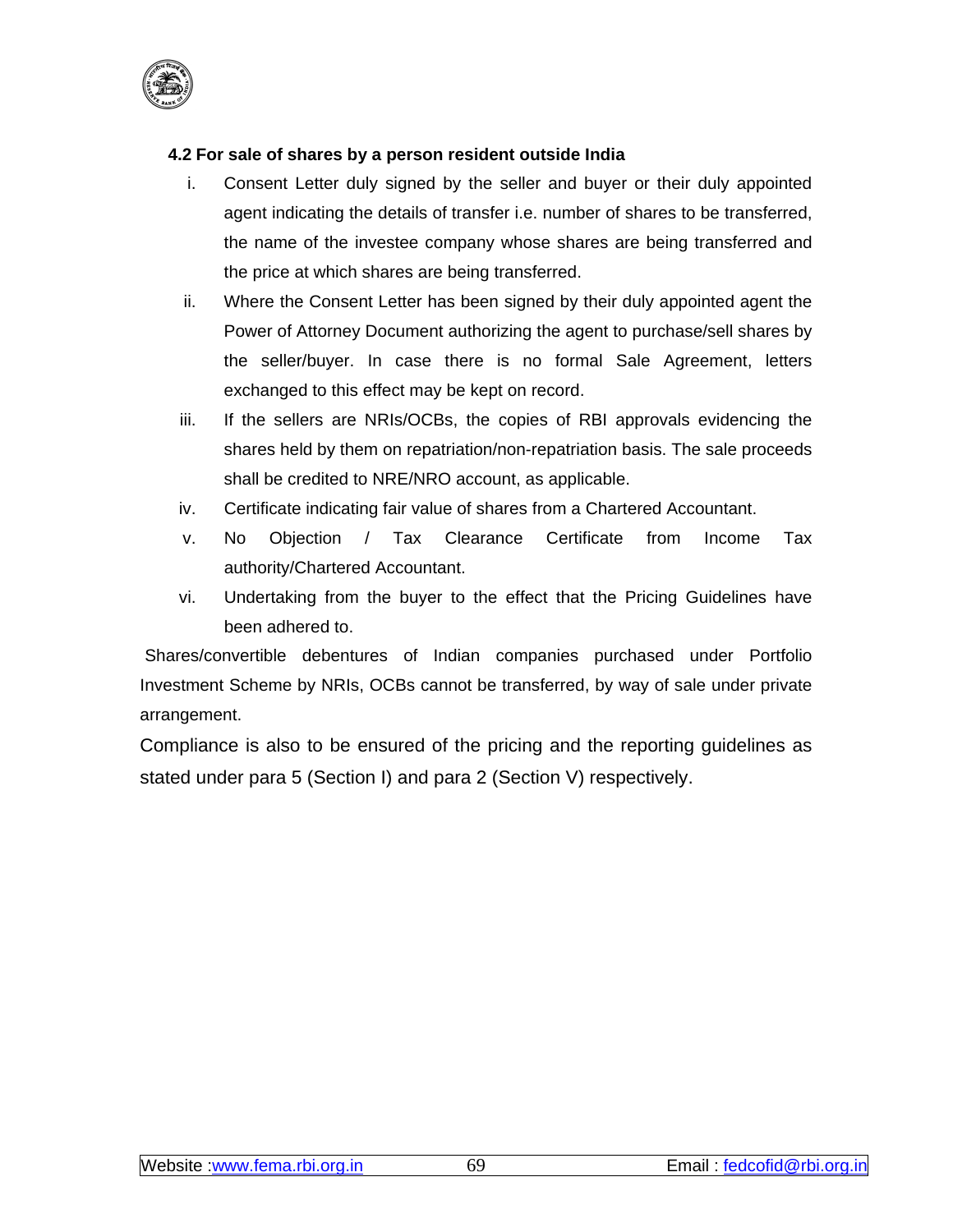### 4.2 For sale of shares by a person resident outside India

i. Consent Letter duly signed by the seller and buyer or their duly appointed agent indicating the details of transfer i.e. number of shares to be transferred, the name of the investee company whose shares are being transferred and the price at which shares are being transferred.

ii. Where the Consent Letter has been signed by their duly appointed agent the Power of Attorney Document authorizing the agent to purchase/sell shares by the seller/buyer. In case there is no formal Sale Agreement, letters exchanged to this effect may be kept on record.

iii. If the sellers are NRIs/OCBs, the copies of RBI approvals evidencing the shares held by them on repatriation/non-repatriation basis. The sale proceeds shall be credited to NRE/NRO account, as applicable.

iv. Certificate indicating fair value of shares from a Chartered Accountant.

v. No Objection / Tax Clearance Certificate from Income Tax authority/Chartered Accountant.

vi. Undertaking from the buyer to the effect that the Pricing Guidelines have been adhered to.

Shares/convertible debentures of Indian companies purchased under Portfolio Investment Scheme by NRIs, OCBs cannot be transferred, by way of sale under private arrangement.

Compliance is also to be ensured of the pricing and the reporting guidelines as stated under para 5 (Section I) and para 2 (Section V) respectively.